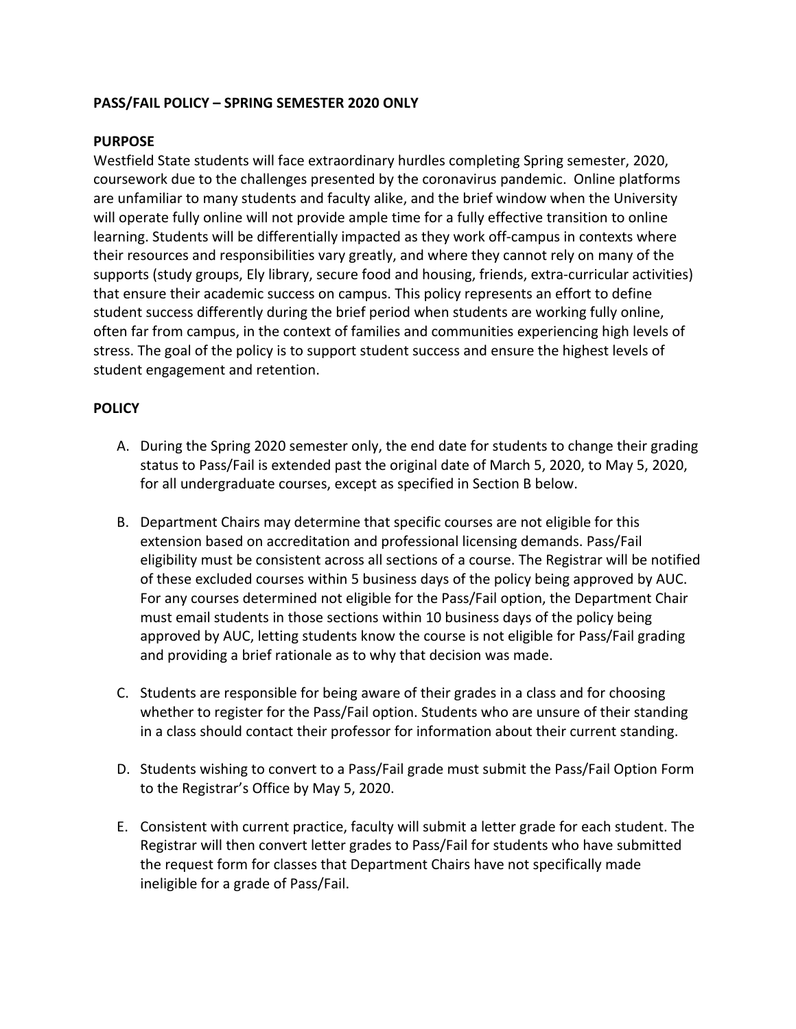## PASS/FAIL POLICY – SPRING SEMESTER 2020 ONLY

### PURPOSE

Westfield State students will face extraordinary hurdles completing Spring semester, 2020, coursework due to the challenges presented by the coronavirus pandemic. Online platforms are unfamiliar to many students and faculty alike, and the brief window when the University will operate fully online will not provide ample time for a fully effective transition to online learning. Students will be differentially impacted as they work off-campus in contexts where their resources and responsibilities vary greatly, and where they cannot rely on many of the supports (study groups, Ely library, secure food and housing, friends, extra-curricular activities) that ensure their academic success on campus. This policy represents an effort to define student success differently during the brief period when students are working fully online, often far from campus, in the context of families and communities experiencing high levels of stress. The goal of the policy is to support student success and ensure the highest levels of student engagement and retention.

### POLICY

A. During the Spring 2020 semester only, the end date for students to change their grading status to Pass/Fail is extended past the original date of March 5, 2020, to May 5, 2020, for all undergraduate courses, except as specified in Section B below.

B. Department Chairs may determine that specific courses are not eligible for this extension based on accreditation and professional licensing demands. Pass/Fail eligibility must be consistent across all sections of a course. The Registrar will be notified of these excluded courses within 5 business days of the policy being approved by AUC. For any courses determined not eligible for the Pass/Fail option, the Department Chair must email students in those sections within 10 business days of the policy being approved by AUC, letting students know the course is not eligible for Pass/Fail grading and providing a brief rationale as to why that decision was made.

C. Students are responsible for being aware of their grades in a class and for choosing whether to register for the Pass/Fail option. Students who are unsure of their standing in a class should contact their professor for information about their current standing.

D. Students wishing to convert to a Pass/Fail grade must submit the Pass/Fail Option Form to the Registrar's Office by May 5, 2020.

E. Consistent with current practice, faculty will submit a letter grade for each student. The Registrar will then convert letter grades to Pass/Fail for students who have submitted the request form for classes that Department Chairs have not specifically made ineligible for a grade of Pass/Fail.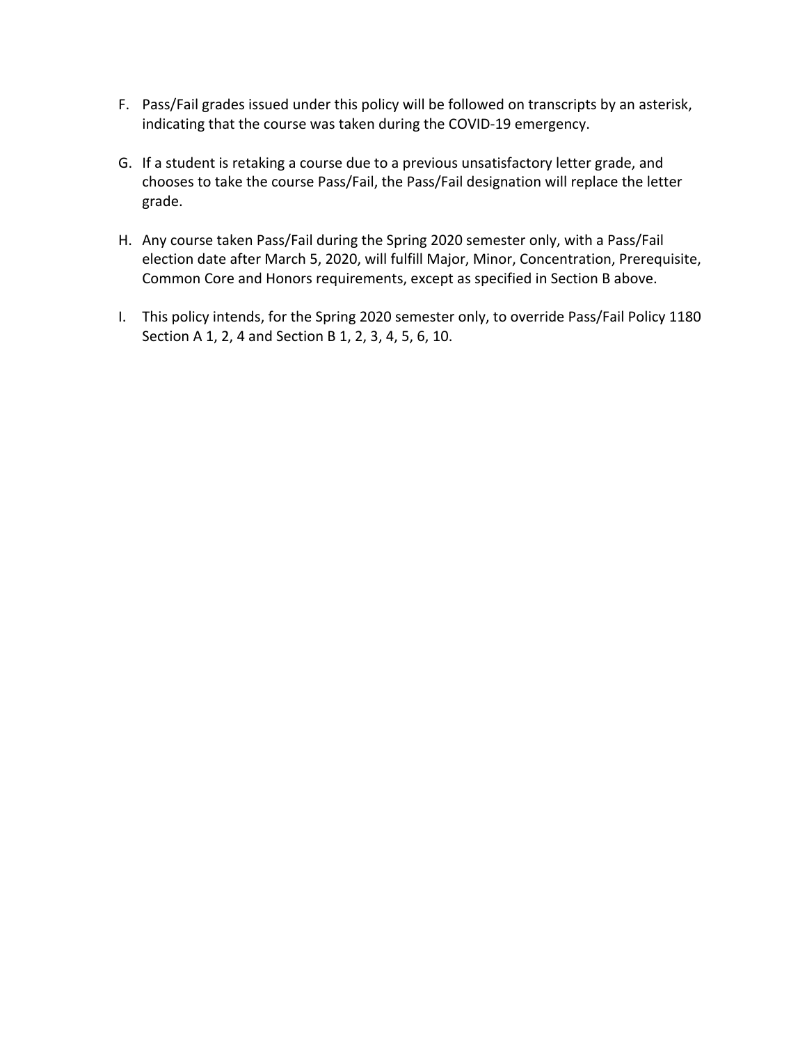F. Pass/Fail grades issued under this policy will be followed on transcripts by an asterisk, indicating that the course was taken during the COVID-19 emergency.

G. If a student is retaking a course due to a previous unsatisfactory letter grade, and chooses to take the course Pass/Fail, the Pass/Fail designation will replace the letter grade.

H. Any course taken Pass/Fail during the Spring 2020 semester only, with a Pass/Fail election date after March 5, 2020, will fulfill Major, Minor, Concentration, Prerequisite, Common Core and Honors requirements, except as specified in Section B above.

I. This policy intends, for the Spring 2020 semester only, to override Pass/Fail Policy 1180 Section A 1, 2, 4 and Section B 1, 2, 3, 4, 5, 6, 10.